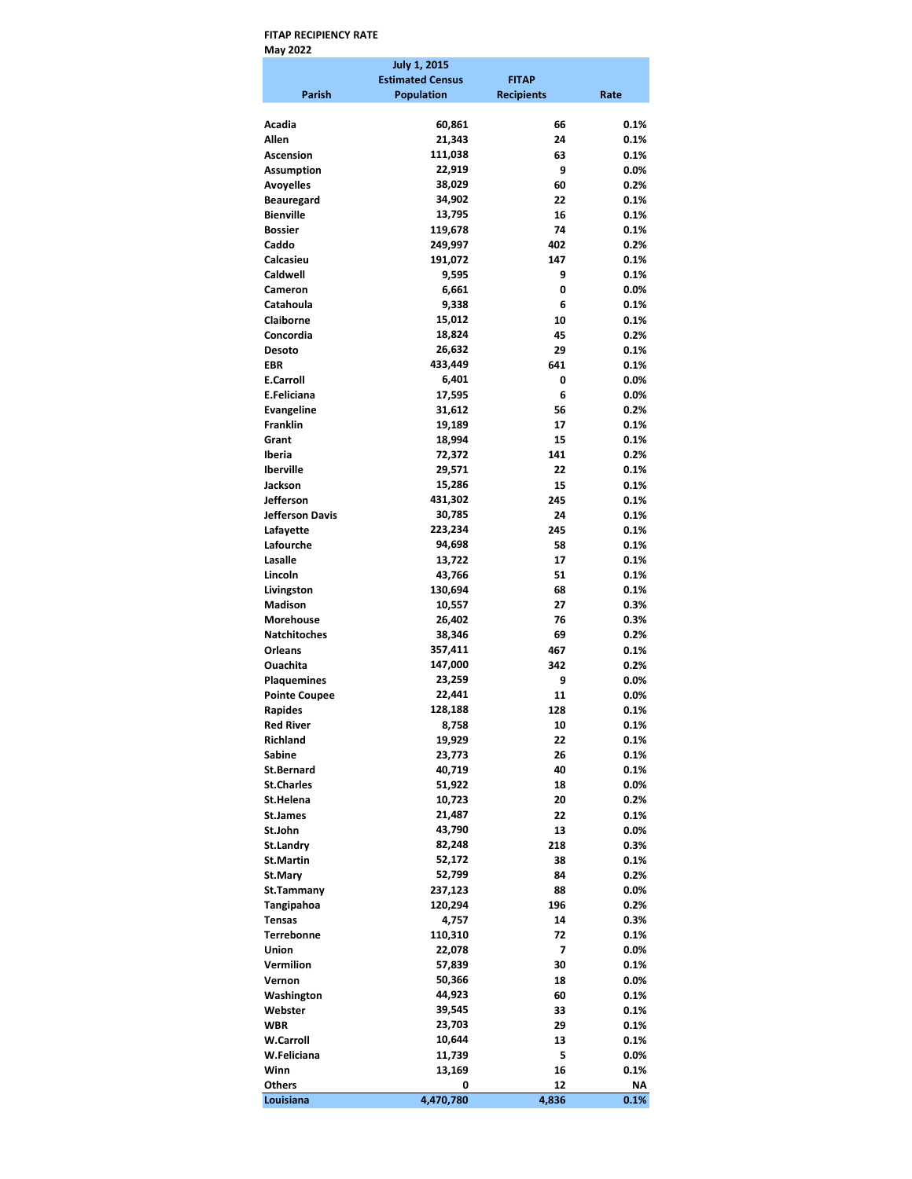**FITAP RECIPIENCY RATE**

**May 2022**

| Parish | July 1, 2015 Estimated Census Population | FITAP Recipients | Rate |
|---|---|---|---|
| Acadia | 60,861 | 66 | 0.1% |
| Allen | 21,343 | 24 | 0.1% |
| Ascension | 111,038 | 63 | 0.1% |
| Assumption | 22,919 | 9 | 0.0% |
| Avoyelles | 38,029 | 60 | 0.2% |
| Beauregard | 34,902 | 22 | 0.1% |
| Bienville | 13,795 | 16 | 0.1% |
| Bossier | 119,678 | 74 | 0.1% |
| Caddo | 249,997 | 402 | 0.2% |
| Calcasieu | 191,072 | 147 | 0.1% |
| Caldwell | 9,595 | 9 | 0.1% |
| Cameron | 6,661 | 0 | 0.0% |
| Catahoula | 9,338 | 6 | 0.1% |
| Claiborne | 15,012 | 10 | 0.1% |
| Concordia | 18,824 | 45 | 0.2% |
| Desoto | 26,632 | 29 | 0.1% |
| EBR | 433,449 | 641 | 0.1% |
| E.Carroll | 6,401 | 0 | 0.0% |
| E.Feliciana | 17,595 | 6 | 0.0% |
| Evangeline | 31,612 | 56 | 0.2% |
| Franklin | 19,189 | 17 | 0.1% |
| Grant | 18,994 | 15 | 0.1% |
| Iberia | 72,372 | 141 | 0.2% |
| Iberville | 29,571 | 22 | 0.1% |
| Jackson | 15,286 | 15 | 0.1% |
| Jefferson | 431,302 | 245 | 0.1% |
| Jefferson Davis | 30,785 | 24 | 0.1% |
| Lafayette | 223,234 | 245 | 0.1% |
| Lafourche | 94,698 | 58 | 0.1% |
| Lasalle | 13,722 | 17 | 0.1% |
| Lincoln | 43,766 | 51 | 0.1% |
| Livingston | 130,694 | 68 | 0.1% |
| Madison | 10,557 | 27 | 0.3% |
| Morehouse | 26,402 | 76 | 0.3% |
| Natchitoches | 38,346 | 69 | 0.2% |
| Orleans | 357,411 | 467 | 0.1% |
| Ouachita | 147,000 | 342 | 0.2% |
| Plaquemines | 23,259 | 9 | 0.0% |
| Pointe Coupee | 22,441 | 11 | 0.0% |
| Rapides | 128,188 | 128 | 0.1% |
| Red River | 8,758 | 10 | 0.1% |
| Richland | 19,929 | 22 | 0.1% |
| Sabine | 23,773 | 26 | 0.1% |
| St.Bernard | 40,719 | 40 | 0.1% |
| St.Charles | 51,922 | 18 | 0.0% |
| St.Helena | 10,723 | 20 | 0.2% |
| St.James | 21,487 | 22 | 0.1% |
| St.John | 43,790 | 13 | 0.0% |
| St.Landry | 82,248 | 218 | 0.3% |
| St.Martin | 52,172 | 38 | 0.1% |
| St.Mary | 52,799 | 84 | 0.2% |
| St.Tammany | 237,123 | 88 | 0.0% |
| Tangipahoa | 120,294 | 196 | 0.2% |
| Tensas | 4,757 | 14 | 0.3% |
| Terrebonne | 110,310 | 72 | 0.1% |
| Union | 22,078 | 7 | 0.0% |
| Vermilion | 57,839 | 30 | 0.1% |
| Vernon | 50,366 | 18 | 0.0% |
| Washington | 44,923 | 60 | 0.1% |
| Webster | 39,545 | 33 | 0.1% |
| WBR | 23,703 | 29 | 0.1% |
| W.Carroll | 10,644 | 13 | 0.1% |
| W.Feliciana | 11,739 | 5 | 0.0% |
| Winn | 13,169 | 16 | 0.1% |
| Others | 0 | 12 | NA |
| Louisiana | 4,470,780 | 4,836 | 0.1% |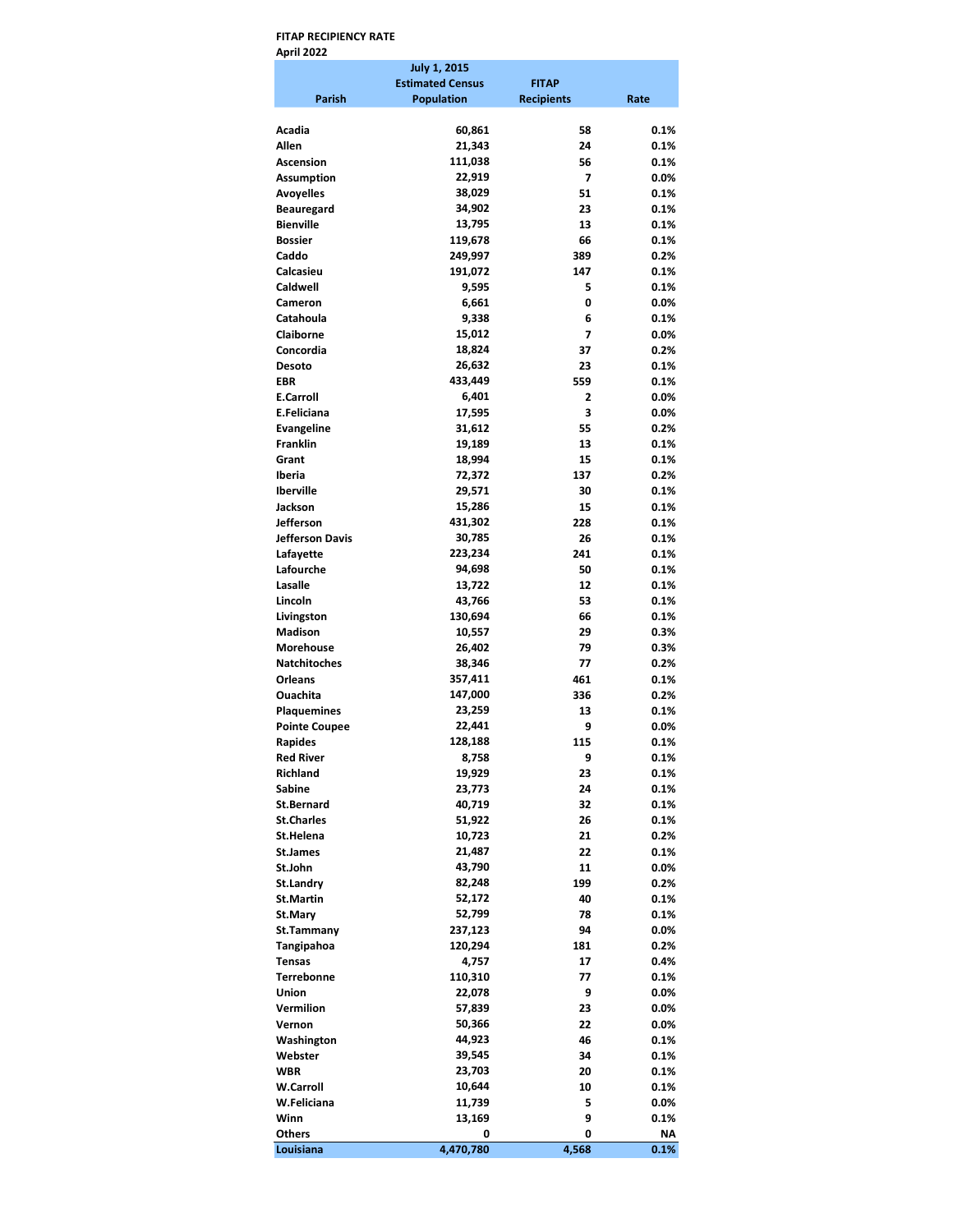**FITAP RECIPIENCY RATE**
**April 2022**

| Parish | July 1, 2015 Estimated Census Population | FITAP Recipients | Rate |
|---|---|---|---|
| Acadia | 60,861 | 58 | 0.1% |
| Allen | 21,343 | 24 | 0.1% |
| Ascension | 111,038 | 56 | 0.1% |
| Assumption | 22,919 | 7 | 0.0% |
| Avoyelles | 38,029 | 51 | 0.1% |
| Beauregard | 34,902 | 23 | 0.1% |
| Bienville | 13,795 | 13 | 0.1% |
| Bossier | 119,678 | 66 | 0.1% |
| Caddo | 249,997 | 389 | 0.2% |
| Calcasieu | 191,072 | 147 | 0.1% |
| Caldwell | 9,595 | 5 | 0.1% |
| Cameron | 6,661 | 0 | 0.0% |
| Catahoula | 9,338 | 6 | 0.1% |
| Claiborne | 15,012 | 7 | 0.0% |
| Concordia | 18,824 | 37 | 0.2% |
| Desoto | 26,632 | 23 | 0.1% |
| EBR | 433,449 | 559 | 0.1% |
| E.Carroll | 6,401 | 2 | 0.0% |
| E.Feliciana | 17,595 | 3 | 0.0% |
| Evangeline | 31,612 | 55 | 0.2% |
| Franklin | 19,189 | 13 | 0.1% |
| Grant | 18,994 | 15 | 0.1% |
| Iberia | 72,372 | 137 | 0.2% |
| Iberville | 29,571 | 30 | 0.1% |
| Jackson | 15,286 | 15 | 0.1% |
| Jefferson | 431,302 | 228 | 0.1% |
| Jefferson Davis | 30,785 | 26 | 0.1% |
| Lafayette | 223,234 | 241 | 0.1% |
| Lafourche | 94,698 | 50 | 0.1% |
| Lasalle | 13,722 | 12 | 0.1% |
| Lincoln | 43,766 | 53 | 0.1% |
| Livingston | 130,694 | 66 | 0.1% |
| Madison | 10,557 | 29 | 0.3% |
| Morehouse | 26,402 | 79 | 0.3% |
| Natchitoches | 38,346 | 77 | 0.2% |
| Orleans | 357,411 | 461 | 0.1% |
| Ouachita | 147,000 | 336 | 0.2% |
| Plaquemines | 23,259 | 13 | 0.1% |
| Pointe Coupee | 22,441 | 9 | 0.0% |
| Rapides | 128,188 | 115 | 0.1% |
| Red River | 8,758 | 9 | 0.1% |
| Richland | 19,929 | 23 | 0.1% |
| Sabine | 23,773 | 24 | 0.1% |
| St.Bernard | 40,719 | 32 | 0.1% |
| St.Charles | 51,922 | 26 | 0.1% |
| St.Helena | 10,723 | 21 | 0.2% |
| St.James | 21,487 | 22 | 0.1% |
| St.John | 43,790 | 11 | 0.0% |
| St.Landry | 82,248 | 199 | 0.2% |
| St.Martin | 52,172 | 40 | 0.1% |
| St.Mary | 52,799 | 78 | 0.1% |
| St.Tammany | 237,123 | 94 | 0.0% |
| Tangipahoa | 120,294 | 181 | 0.2% |
| Tensas | 4,757 | 17 | 0.4% |
| Terrebonne | 110,310 | 77 | 0.1% |
| Union | 22,078 | 9 | 0.0% |
| Vermilion | 57,839 | 23 | 0.0% |
| Vernon | 50,366 | 22 | 0.0% |
| Washington | 44,923 | 46 | 0.1% |
| Webster | 39,545 | 34 | 0.1% |
| WBR | 23,703 | 20 | 0.1% |
| W.Carroll | 10,644 | 10 | 0.1% |
| W.Feliciana | 11,739 | 5 | 0.0% |
| Winn | 13,169 | 9 | 0.1% |
| Others | 0 | 0 | NA |
| **Louisiana** | **4,470,780** | **4,568** | **0.1%** |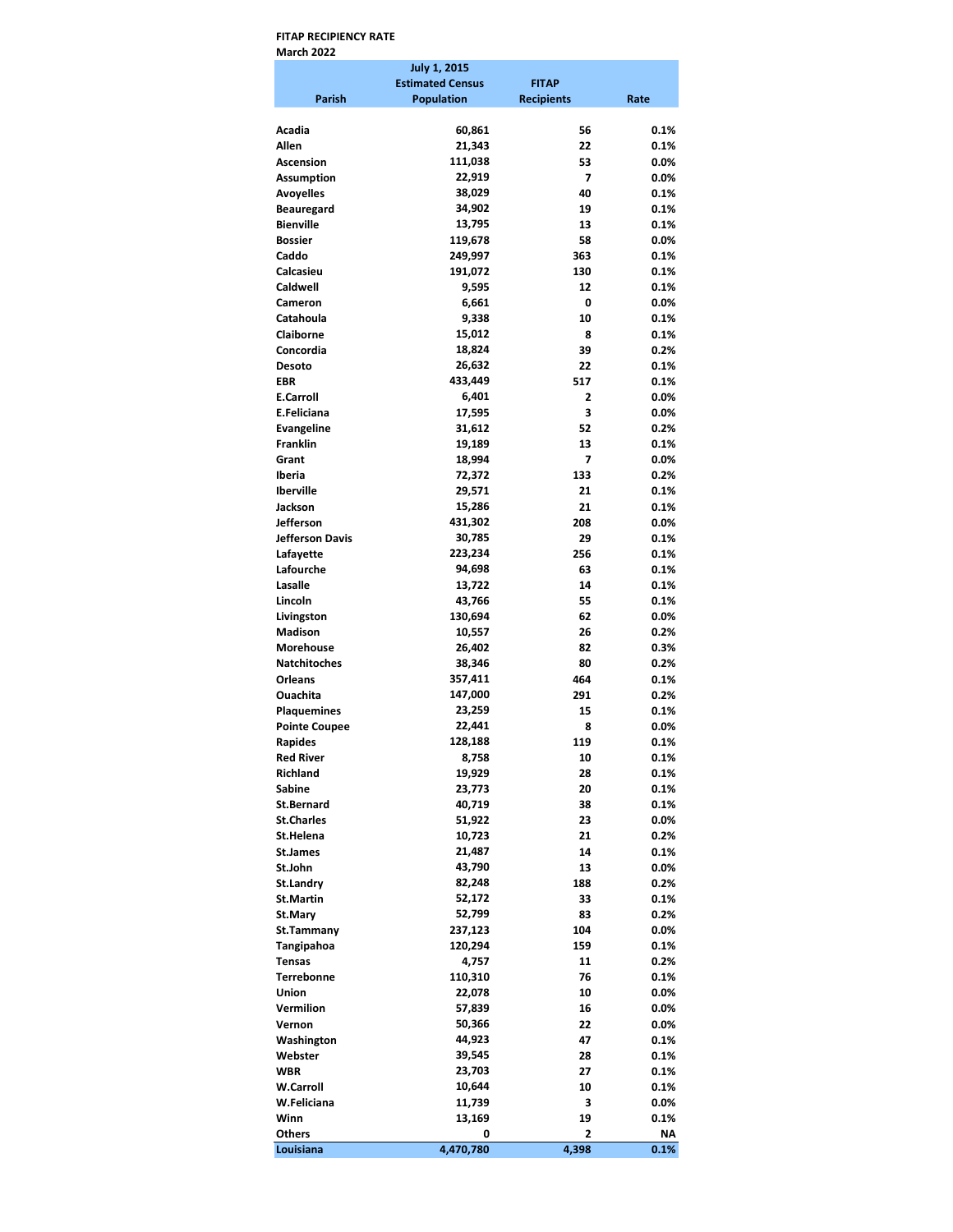**FITAP RECIPIENCY RATE**

**March 2022**

| Parish | July 1, 2015 Estimated Census Population | FITAP Recipients | Rate |
|---|---|---|---|
| Acadia | 60,861 | 56 | 0.1% |
| Allen | 21,343 | 22 | 0.1% |
| Ascension | 111,038 | 53 | 0.0% |
| Assumption | 22,919 | 7 | 0.0% |
| Avoyelles | 38,029 | 40 | 0.1% |
| Beauregard | 34,902 | 19 | 0.1% |
| Bienville | 13,795 | 13 | 0.1% |
| Bossier | 119,678 | 58 | 0.0% |
| Caddo | 249,997 | 363 | 0.1% |
| Calcasieu | 191,072 | 130 | 0.1% |
| Caldwell | 9,595 | 12 | 0.1% |
| Cameron | 6,661 | 0 | 0.0% |
| Catahoula | 9,338 | 10 | 0.1% |
| Claiborne | 15,012 | 8 | 0.1% |
| Concordia | 18,824 | 39 | 0.2% |
| Desoto | 26,632 | 22 | 0.1% |
| EBR | 433,449 | 517 | 0.1% |
| E.Carroll | 6,401 | 2 | 0.0% |
| E.Feliciana | 17,595 | 3 | 0.0% |
| Evangeline | 31,612 | 52 | 0.2% |
| Franklin | 19,189 | 13 | 0.1% |
| Grant | 18,994 | 7 | 0.0% |
| Iberia | 72,372 | 133 | 0.2% |
| Iberville | 29,571 | 21 | 0.1% |
| Jackson | 15,286 | 21 | 0.1% |
| Jefferson | 431,302 | 208 | 0.0% |
| Jefferson Davis | 30,785 | 29 | 0.1% |
| Lafayette | 223,234 | 256 | 0.1% |
| Lafourche | 94,698 | 63 | 0.1% |
| Lasalle | 13,722 | 14 | 0.1% |
| Lincoln | 43,766 | 55 | 0.1% |
| Livingston | 130,694 | 62 | 0.0% |
| Madison | 10,557 | 26 | 0.2% |
| Morehouse | 26,402 | 82 | 0.3% |
| Natchitoches | 38,346 | 80 | 0.2% |
| Orleans | 357,411 | 464 | 0.1% |
| Ouachita | 147,000 | 291 | 0.2% |
| Plaquemines | 23,259 | 15 | 0.1% |
| Pointe Coupee | 22,441 | 8 | 0.0% |
| Rapides | 128,188 | 119 | 0.1% |
| Red River | 8,758 | 10 | 0.1% |
| Richland | 19,929 | 28 | 0.1% |
| Sabine | 23,773 | 20 | 0.1% |
| St.Bernard | 40,719 | 38 | 0.1% |
| St.Charles | 51,922 | 23 | 0.0% |
| St.Helena | 10,723 | 21 | 0.2% |
| St.James | 21,487 | 14 | 0.1% |
| St.John | 43,790 | 13 | 0.0% |
| St.Landry | 82,248 | 188 | 0.2% |
| St.Martin | 52,172 | 33 | 0.1% |
| St.Mary | 52,799 | 83 | 0.2% |
| St.Tammany | 237,123 | 104 | 0.0% |
| Tangipahoa | 120,294 | 159 | 0.1% |
| Tensas | 4,757 | 11 | 0.2% |
| Terrebonne | 110,310 | 76 | 0.1% |
| Union | 22,078 | 10 | 0.0% |
| Vermilion | 57,839 | 16 | 0.0% |
| Vernon | 50,366 | 22 | 0.0% |
| Washington | 44,923 | 47 | 0.1% |
| Webster | 39,545 | 28 | 0.1% |
| WBR | 23,703 | 27 | 0.1% |
| W.Carroll | 10,644 | 10 | 0.1% |
| W.Feliciana | 11,739 | 3 | 0.0% |
| Winn | 13,169 | 19 | 0.1% |
| Others | 0 | 2 | NA |
| **Louisiana** | **4,470,780** | **4,398** | **0.1%** |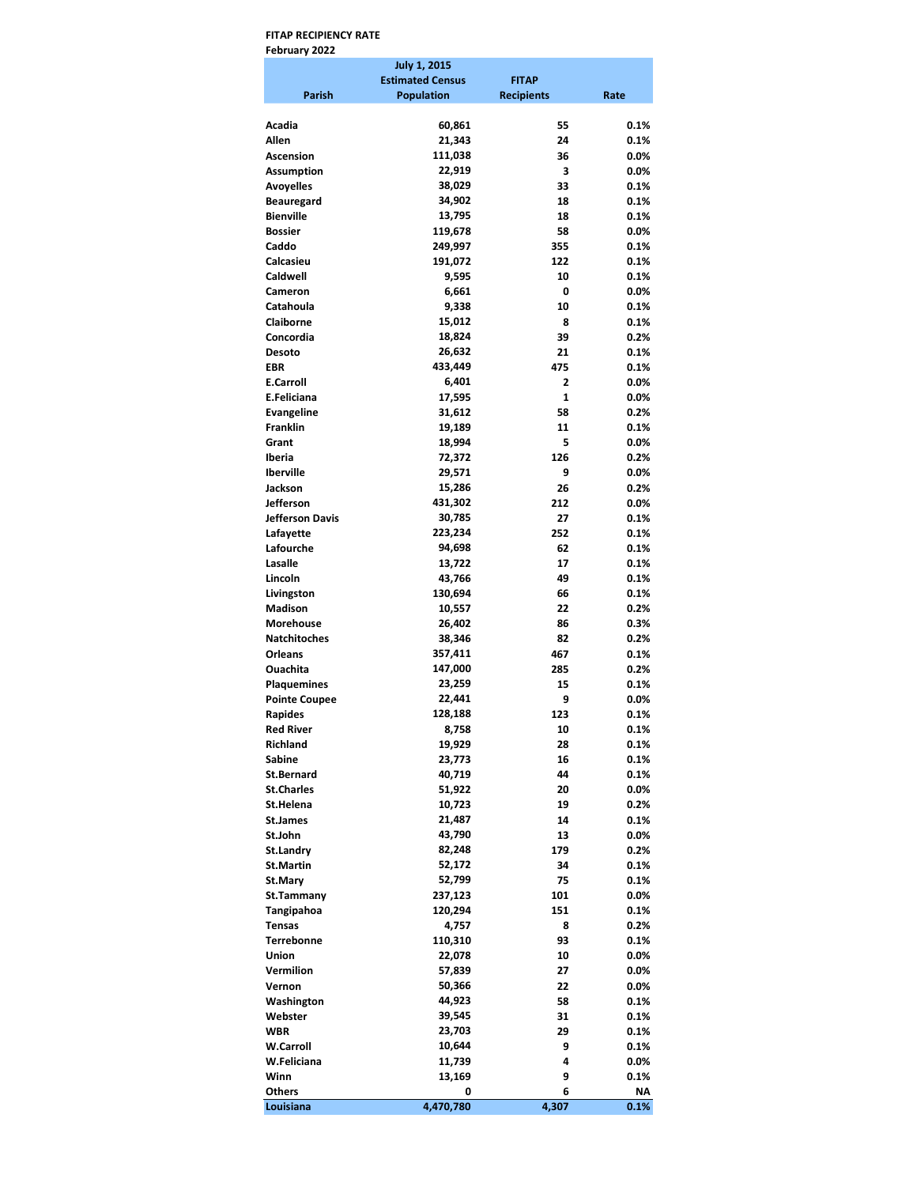**FITAP RECIPIENCY RATE**

**February 2022**

| Parish | July 1, 2015 Estimated Census Population | FITAP Recipients | Rate |
|---|---|---|---|
| Acadia | 60,861 | 55 | 0.1% |
| Allen | 21,343 | 24 | 0.1% |
| Ascension | 111,038 | 36 | 0.0% |
| Assumption | 22,919 | 3 | 0.0% |
| Avoyelles | 38,029 | 33 | 0.1% |
| Beauregard | 34,902 | 18 | 0.1% |
| Bienville | 13,795 | 18 | 0.1% |
| Bossier | 119,678 | 58 | 0.0% |
| Caddo | 249,997 | 355 | 0.1% |
| Calcasieu | 191,072 | 122 | 0.1% |
| Caldwell | 9,595 | 10 | 0.1% |
| Cameron | 6,661 | 0 | 0.0% |
| Catahoula | 9,338 | 10 | 0.1% |
| Claiborne | 15,012 | 8 | 0.1% |
| Concordia | 18,824 | 39 | 0.2% |
| Desoto | 26,632 | 21 | 0.1% |
| EBR | 433,449 | 475 | 0.1% |
| E.Carroll | 6,401 | 2 | 0.0% |
| E.Feliciana | 17,595 | 1 | 0.0% |
| Evangeline | 31,612 | 58 | 0.2% |
| Franklin | 19,189 | 11 | 0.1% |
| Grant | 18,994 | 5 | 0.0% |
| Iberia | 72,372 | 126 | 0.2% |
| Iberville | 29,571 | 9 | 0.0% |
| Jackson | 15,286 | 26 | 0.2% |
| Jefferson | 431,302 | 212 | 0.0% |
| Jefferson Davis | 30,785 | 27 | 0.1% |
| Lafayette | 223,234 | 252 | 0.1% |
| Lafourche | 94,698 | 62 | 0.1% |
| Lasalle | 13,722 | 17 | 0.1% |
| Lincoln | 43,766 | 49 | 0.1% |
| Livingston | 130,694 | 66 | 0.1% |
| Madison | 10,557 | 22 | 0.2% |
| Morehouse | 26,402 | 86 | 0.3% |
| Natchitoches | 38,346 | 82 | 0.2% |
| Orleans | 357,411 | 467 | 0.1% |
| Ouachita | 147,000 | 285 | 0.2% |
| Plaquemines | 23,259 | 15 | 0.1% |
| Pointe Coupee | 22,441 | 9 | 0.0% |
| Rapides | 128,188 | 123 | 0.1% |
| Red River | 8,758 | 10 | 0.1% |
| Richland | 19,929 | 28 | 0.1% |
| Sabine | 23,773 | 16 | 0.1% |
| St.Bernard | 40,719 | 44 | 0.1% |
| St.Charles | 51,922 | 20 | 0.0% |
| St.Helena | 10,723 | 19 | 0.2% |
| St.James | 21,487 | 14 | 0.1% |
| St.John | 43,790 | 13 | 0.0% |
| St.Landry | 82,248 | 179 | 0.2% |
| St.Martin | 52,172 | 34 | 0.1% |
| St.Mary | 52,799 | 75 | 0.1% |
| St.Tammany | 237,123 | 101 | 0.0% |
| Tangipahoa | 120,294 | 151 | 0.1% |
| Tensas | 4,757 | 8 | 0.2% |
| Terrebonne | 110,310 | 93 | 0.1% |
| Union | 22,078 | 10 | 0.0% |
| Vermilion | 57,839 | 27 | 0.0% |
| Vernon | 50,366 | 22 | 0.0% |
| Washington | 44,923 | 58 | 0.1% |
| Webster | 39,545 | 31 | 0.1% |
| WBR | 23,703 | 29 | 0.1% |
| W.Carroll | 10,644 | 9 | 0.1% |
| W.Feliciana | 11,739 | 4 | 0.0% |
| Winn | 13,169 | 9 | 0.1% |
| Others | 0 | 6 | NA |
| **Louisiana** | **4,470,780** | **4,307** | **0.1%** |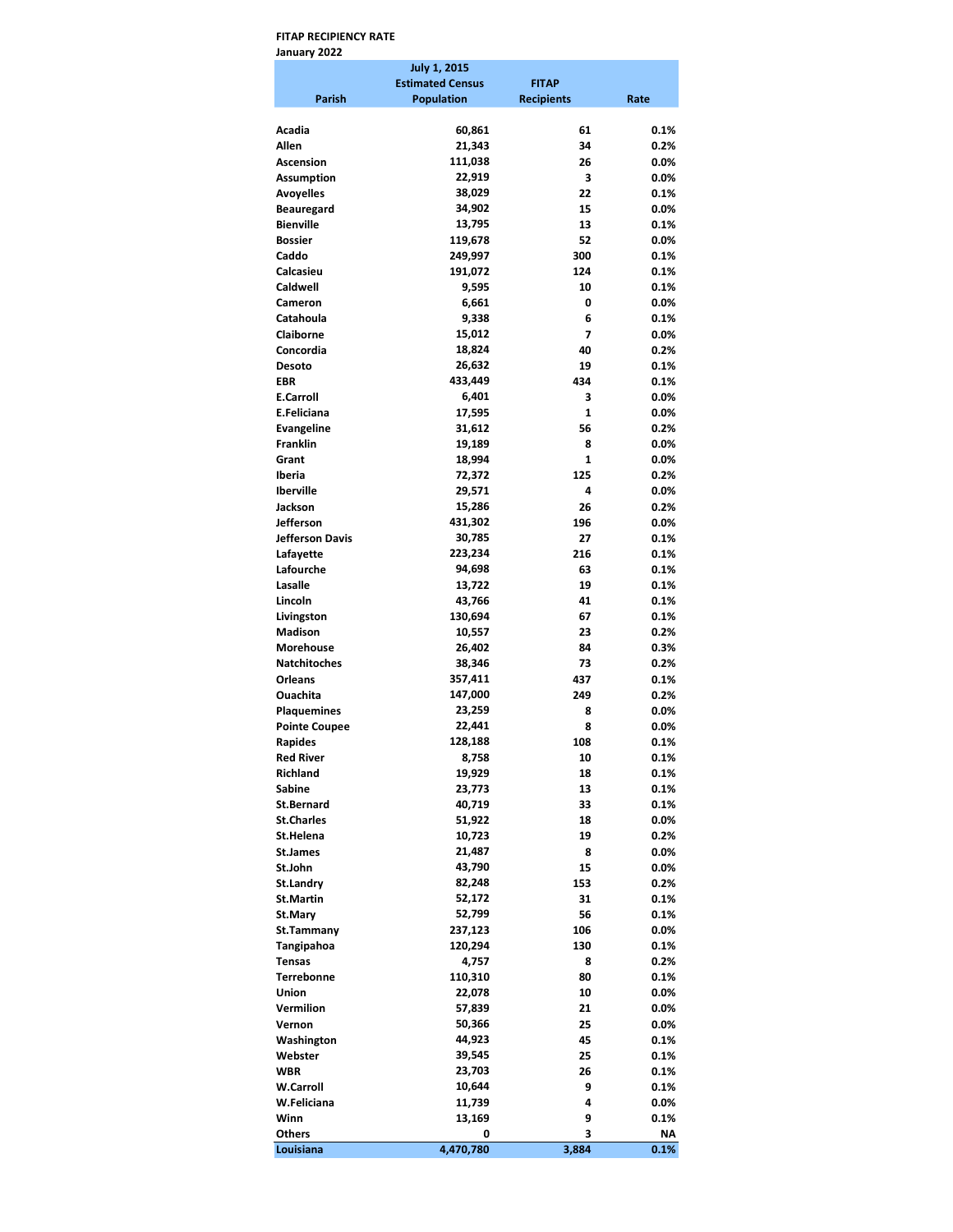**FITAP RECIPIENCY RATE**

**January 2022**

| Parish | July 1, 2015 Estimated Census Population | FITAP Recipients | Rate |
|---|---|---|---|
| Acadia | 60,861 | 61 | 0.1% |
| Allen | 21,343 | 34 | 0.2% |
| Ascension | 111,038 | 26 | 0.0% |
| Assumption | 22,919 | 3 | 0.0% |
| Avoyelles | 38,029 | 22 | 0.1% |
| Beauregard | 34,902 | 15 | 0.0% |
| Bienville | 13,795 | 13 | 0.1% |
| Bossier | 119,678 | 52 | 0.0% |
| Caddo | 249,997 | 300 | 0.1% |
| Calcasieu | 191,072 | 124 | 0.1% |
| Caldwell | 9,595 | 10 | 0.1% |
| Cameron | 6,661 | 0 | 0.0% |
| Catahoula | 9,338 | 6 | 0.1% |
| Claiborne | 15,012 | 7 | 0.0% |
| Concordia | 18,824 | 40 | 0.2% |
| Desoto | 26,632 | 19 | 0.1% |
| EBR | 433,449 | 434 | 0.1% |
| E.Carroll | 6,401 | 3 | 0.0% |
| E.Feliciana | 17,595 | 1 | 0.0% |
| Evangeline | 31,612 | 56 | 0.2% |
| Franklin | 19,189 | 8 | 0.0% |
| Grant | 18,994 | 1 | 0.0% |
| Iberia | 72,372 | 125 | 0.2% |
| Iberville | 29,571 | 4 | 0.0% |
| Jackson | 15,286 | 26 | 0.2% |
| Jefferson | 431,302 | 196 | 0.0% |
| Jefferson Davis | 30,785 | 27 | 0.1% |
| Lafayette | 223,234 | 216 | 0.1% |
| Lafourche | 94,698 | 63 | 0.1% |
| Lasalle | 13,722 | 19 | 0.1% |
| Lincoln | 43,766 | 41 | 0.1% |
| Livingston | 130,694 | 67 | 0.1% |
| Madison | 10,557 | 23 | 0.2% |
| Morehouse | 26,402 | 84 | 0.3% |
| Natchitoches | 38,346 | 73 | 0.2% |
| Orleans | 357,411 | 437 | 0.1% |
| Ouachita | 147,000 | 249 | 0.2% |
| Plaquemines | 23,259 | 8 | 0.0% |
| Pointe Coupee | 22,441 | 8 | 0.0% |
| Rapides | 128,188 | 108 | 0.1% |
| Red River | 8,758 | 10 | 0.1% |
| Richland | 19,929 | 18 | 0.1% |
| Sabine | 23,773 | 13 | 0.1% |
| St.Bernard | 40,719 | 33 | 0.1% |
| St.Charles | 51,922 | 18 | 0.0% |
| St.Helena | 10,723 | 19 | 0.2% |
| St.James | 21,487 | 8 | 0.0% |
| St.John | 43,790 | 15 | 0.0% |
| St.Landry | 82,248 | 153 | 0.2% |
| St.Martin | 52,172 | 31 | 0.1% |
| St.Mary | 52,799 | 56 | 0.1% |
| St.Tammany | 237,123 | 106 | 0.0% |
| Tangipahoa | 120,294 | 130 | 0.1% |
| Tensas | 4,757 | 8 | 0.2% |
| Terrebonne | 110,310 | 80 | 0.1% |
| Union | 22,078 | 10 | 0.0% |
| Vermilion | 57,839 | 21 | 0.0% |
| Vernon | 50,366 | 25 | 0.0% |
| Washington | 44,923 | 45 | 0.1% |
| Webster | 39,545 | 25 | 0.1% |
| WBR | 23,703 | 26 | 0.1% |
| W.Carroll | 10,644 | 9 | 0.1% |
| W.Feliciana | 11,739 | 4 | 0.0% |
| Winn | 13,169 | 9 | 0.1% |
| Others | 0 | 3 | NA |
| **Louisiana** | **4,470,780** | **3,884** | **0.1%** |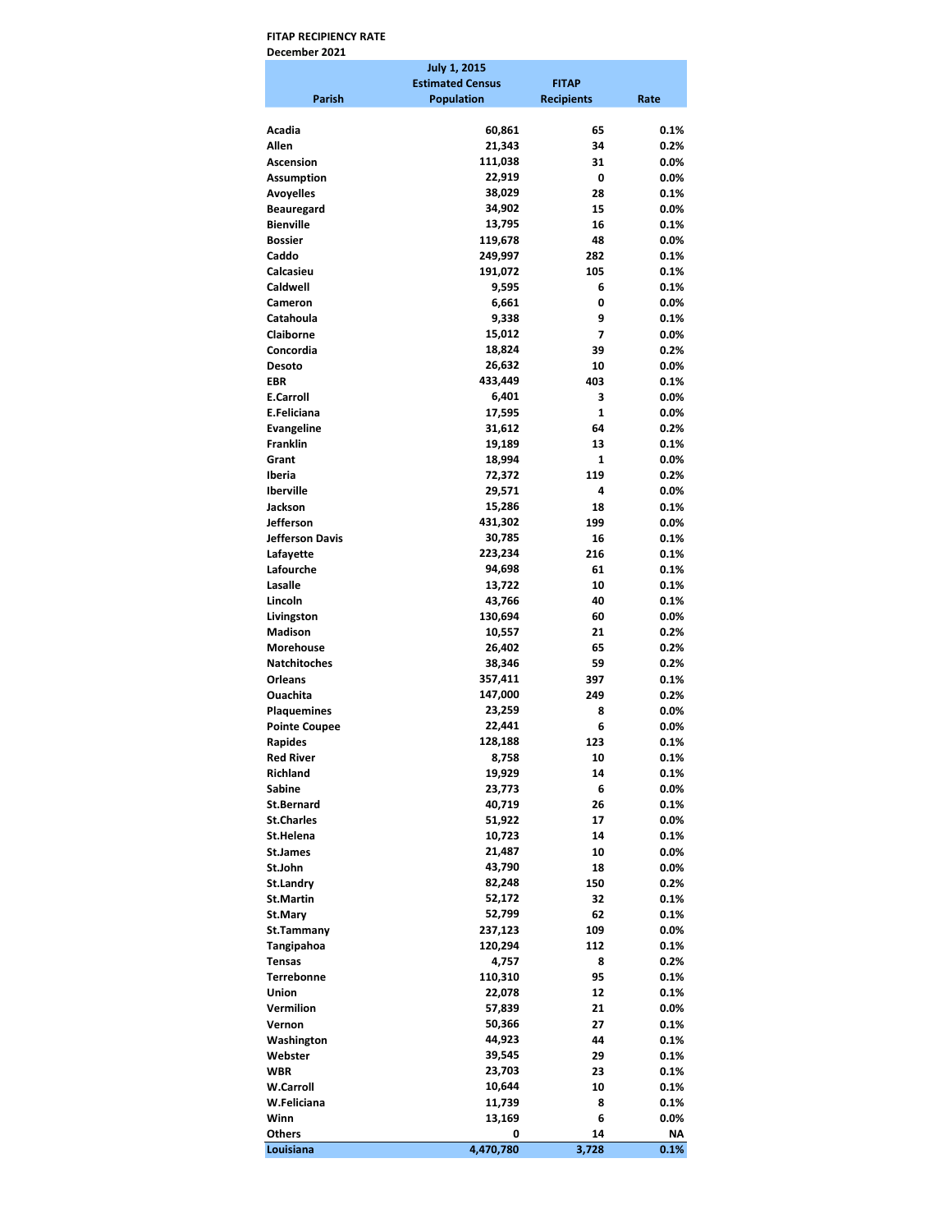**FITAP RECIPIENCY RATE**
**December 2021**

| Parish | July 1, 2015 Estimated Census Population | FITAP Recipients | Rate |
|---|---|---|---|
| Acadia | 60,861 | 65 | 0.1% |
| Allen | 21,343 | 34 | 0.2% |
| Ascension | 111,038 | 31 | 0.0% |
| Assumption | 22,919 | 0 | 0.0% |
| Avoyelles | 38,029 | 28 | 0.1% |
| Beauregard | 34,902 | 15 | 0.0% |
| Bienville | 13,795 | 16 | 0.1% |
| Bossier | 119,678 | 48 | 0.0% |
| Caddo | 249,997 | 282 | 0.1% |
| Calcasieu | 191,072 | 105 | 0.1% |
| Caldwell | 9,595 | 6 | 0.1% |
| Cameron | 6,661 | 0 | 0.0% |
| Catahoula | 9,338 | 9 | 0.1% |
| Claiborne | 15,012 | 7 | 0.0% |
| Concordia | 18,824 | 39 | 0.2% |
| Desoto | 26,632 | 10 | 0.0% |
| EBR | 433,449 | 403 | 0.1% |
| E.Carroll | 6,401 | 3 | 0.0% |
| E.Feliciana | 17,595 | 1 | 0.0% |
| Evangeline | 31,612 | 64 | 0.2% |
| Franklin | 19,189 | 13 | 0.1% |
| Grant | 18,994 | 1 | 0.0% |
| Iberia | 72,372 | 119 | 0.2% |
| Iberville | 29,571 | 4 | 0.0% |
| Jackson | 15,286 | 18 | 0.1% |
| Jefferson | 431,302 | 199 | 0.0% |
| Jefferson Davis | 30,785 | 16 | 0.1% |
| Lafayette | 223,234 | 216 | 0.1% |
| Lafourche | 94,698 | 61 | 0.1% |
| Lasalle | 13,722 | 10 | 0.1% |
| Lincoln | 43,766 | 40 | 0.1% |
| Livingston | 130,694 | 60 | 0.0% |
| Madison | 10,557 | 21 | 0.2% |
| Morehouse | 26,402 | 65 | 0.2% |
| Natchitoches | 38,346 | 59 | 0.2% |
| Orleans | 357,411 | 397 | 0.1% |
| Ouachita | 147,000 | 249 | 0.2% |
| Plaquemines | 23,259 | 8 | 0.0% |
| Pointe Coupee | 22,441 | 6 | 0.0% |
| Rapides | 128,188 | 123 | 0.1% |
| Red River | 8,758 | 10 | 0.1% |
| Richland | 19,929 | 14 | 0.1% |
| Sabine | 23,773 | 6 | 0.0% |
| St.Bernard | 40,719 | 26 | 0.1% |
| St.Charles | 51,922 | 17 | 0.0% |
| St.Helena | 10,723 | 14 | 0.1% |
| St.James | 21,487 | 10 | 0.0% |
| St.John | 43,790 | 18 | 0.0% |
| St.Landry | 82,248 | 150 | 0.2% |
| St.Martin | 52,172 | 32 | 0.1% |
| St.Mary | 52,799 | 62 | 0.1% |
| St.Tammany | 237,123 | 109 | 0.0% |
| Tangipahoa | 120,294 | 112 | 0.1% |
| Tensas | 4,757 | 8 | 0.2% |
| Terrebonne | 110,310 | 95 | 0.1% |
| Union | 22,078 | 12 | 0.1% |
| Vermilion | 57,839 | 21 | 0.0% |
| Vernon | 50,366 | 27 | 0.1% |
| Washington | 44,923 | 44 | 0.1% |
| Webster | 39,545 | 29 | 0.1% |
| WBR | 23,703 | 23 | 0.1% |
| W.Carroll | 10,644 | 10 | 0.1% |
| W.Feliciana | 11,739 | 8 | 0.1% |
| Winn | 13,169 | 6 | 0.0% |
| Others | 0 | 14 | NA |
| Louisiana | 4,470,780 | 3,728 | 0.1% |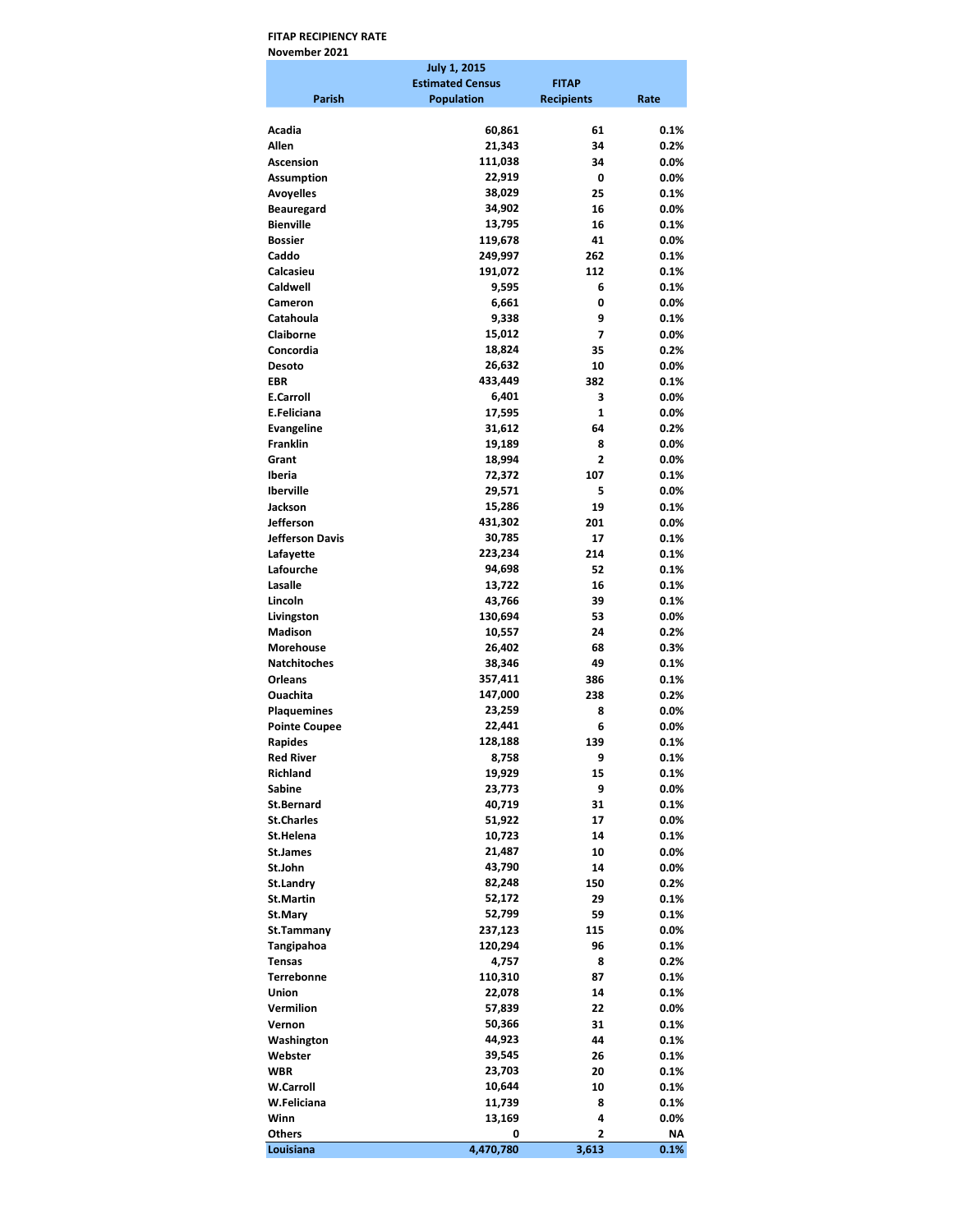**FITAP RECIPIENCY RATE**

**November 2021**

| Parish | July 1, 2015 Estimated Census Population | FITAP Recipients | Rate |
|---|---|---|---|
| Acadia | 60,861 | 61 | 0.1% |
| Allen | 21,343 | 34 | 0.2% |
| Ascension | 111,038 | 34 | 0.0% |
| Assumption | 22,919 | 0 | 0.0% |
| Avoyelles | 38,029 | 25 | 0.1% |
| Beauregard | 34,902 | 16 | 0.0% |
| Bienville | 13,795 | 16 | 0.1% |
| Bossier | 119,678 | 41 | 0.0% |
| Caddo | 249,997 | 262 | 0.1% |
| Calcasieu | 191,072 | 112 | 0.1% |
| Caldwell | 9,595 | 6 | 0.1% |
| Cameron | 6,661 | 0 | 0.0% |
| Catahoula | 9,338 | 9 | 0.1% |
| Claiborne | 15,012 | 7 | 0.0% |
| Concordia | 18,824 | 35 | 0.2% |
| Desoto | 26,632 | 10 | 0.0% |
| EBR | 433,449 | 382 | 0.1% |
| E.Carroll | 6,401 | 3 | 0.0% |
| E.Feliciana | 17,595 | 1 | 0.0% |
| Evangeline | 31,612 | 64 | 0.2% |
| Franklin | 19,189 | 8 | 0.0% |
| Grant | 18,994 | 2 | 0.0% |
| Iberia | 72,372 | 107 | 0.1% |
| Iberville | 29,571 | 5 | 0.0% |
| Jackson | 15,286 | 19 | 0.1% |
| Jefferson | 431,302 | 201 | 0.0% |
| Jefferson Davis | 30,785 | 17 | 0.1% |
| Lafayette | 223,234 | 214 | 0.1% |
| Lafourche | 94,698 | 52 | 0.1% |
| Lasalle | 13,722 | 16 | 0.1% |
| Lincoln | 43,766 | 39 | 0.1% |
| Livingston | 130,694 | 53 | 0.0% |
| Madison | 10,557 | 24 | 0.2% |
| Morehouse | 26,402 | 68 | 0.3% |
| Natchitoches | 38,346 | 49 | 0.1% |
| Orleans | 357,411 | 386 | 0.1% |
| Ouachita | 147,000 | 238 | 0.2% |
| Plaquemines | 23,259 | 8 | 0.0% |
| Pointe Coupee | 22,441 | 6 | 0.0% |
| Rapides | 128,188 | 139 | 0.1% |
| Red River | 8,758 | 9 | 0.1% |
| Richland | 19,929 | 15 | 0.1% |
| Sabine | 23,773 | 9 | 0.0% |
| St.Bernard | 40,719 | 31 | 0.1% |
| St.Charles | 51,922 | 17 | 0.0% |
| St.Helena | 10,723 | 14 | 0.1% |
| St.James | 21,487 | 10 | 0.0% |
| St.John | 43,790 | 14 | 0.0% |
| St.Landry | 82,248 | 150 | 0.2% |
| St.Martin | 52,172 | 29 | 0.1% |
| St.Mary | 52,799 | 59 | 0.1% |
| St.Tammany | 237,123 | 115 | 0.0% |
| Tangipahoa | 120,294 | 96 | 0.1% |
| Tensas | 4,757 | 8 | 0.2% |
| Terrebonne | 110,310 | 87 | 0.1% |
| Union | 22,078 | 14 | 0.1% |
| Vermilion | 57,839 | 22 | 0.0% |
| Vernon | 50,366 | 31 | 0.1% |
| Washington | 44,923 | 44 | 0.1% |
| Webster | 39,545 | 26 | 0.1% |
| WBR | 23,703 | 20 | 0.1% |
| W.Carroll | 10,644 | 10 | 0.1% |
| W.Feliciana | 11,739 | 8 | 0.1% |
| Winn | 13,169 | 4 | 0.0% |
| Others | 0 | 2 | NA |
| Louisiana | 4,470,780 | 3,613 | 0.1% |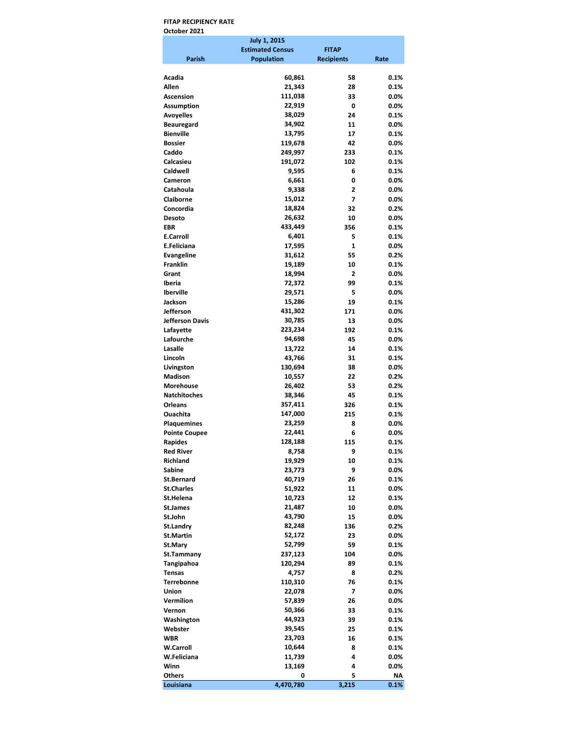**FITAP RECIPIENCY RATE**
**October 2021**

| Parish | July 1, 2015 Estimated Census Population | FITAP Recipients | Rate |
|---|---|---|---|
| Acadia | 60,861 | 58 | 0.1% |
| Allen | 21,343 | 28 | 0.1% |
| Ascension | 111,038 | 33 | 0.0% |
| Assumption | 22,919 | 0 | 0.0% |
| Avoyelles | 38,029 | 24 | 0.1% |
| Beauregard | 34,902 | 11 | 0.0% |
| Bienville | 13,795 | 17 | 0.1% |
| Bossier | 119,678 | 42 | 0.0% |
| Caddo | 249,997 | 233 | 0.1% |
| Calcasieu | 191,072 | 102 | 0.1% |
| Caldwell | 9,595 | 6 | 0.1% |
| Cameron | 6,661 | 0 | 0.0% |
| Catahoula | 9,338 | 2 | 0.0% |
| Claiborne | 15,012 | 7 | 0.0% |
| Concordia | 18,824 | 32 | 0.2% |
| Desoto | 26,632 | 10 | 0.0% |
| EBR | 433,449 | 356 | 0.1% |
| E.Carroll | 6,401 | 5 | 0.1% |
| E.Feliciana | 17,595 | 1 | 0.0% |
| Evangeline | 31,612 | 55 | 0.2% |
| Franklin | 19,189 | 10 | 0.1% |
| Grant | 18,994 | 2 | 0.0% |
| Iberia | 72,372 | 99 | 0.1% |
| Iberville | 29,571 | 5 | 0.0% |
| Jackson | 15,286 | 19 | 0.1% |
| Jefferson | 431,302 | 171 | 0.0% |
| Jefferson Davis | 30,785 | 13 | 0.0% |
| Lafayette | 223,234 | 192 | 0.1% |
| Lafourche | 94,698 | 45 | 0.0% |
| Lasalle | 13,722 | 14 | 0.1% |
| Lincoln | 43,766 | 31 | 0.1% |
| Livingston | 130,694 | 38 | 0.0% |
| Madison | 10,557 | 22 | 0.2% |
| Morehouse | 26,402 | 53 | 0.2% |
| Natchitoches | 38,346 | 45 | 0.1% |
| Orleans | 357,411 | 326 | 0.1% |
| Ouachita | 147,000 | 215 | 0.1% |
| Plaquemines | 23,259 | 8 | 0.0% |
| Pointe Coupee | 22,441 | 6 | 0.0% |
| Rapides | 128,188 | 115 | 0.1% |
| Red River | 8,758 | 9 | 0.1% |
| Richland | 19,929 | 10 | 0.1% |
| Sabine | 23,773 | 9 | 0.0% |
| St.Bernard | 40,719 | 26 | 0.1% |
| St.Charles | 51,922 | 11 | 0.0% |
| St.Helena | 10,723 | 12 | 0.1% |
| St.James | 21,487 | 10 | 0.0% |
| St.John | 43,790 | 15 | 0.0% |
| St.Landry | 82,248 | 136 | 0.2% |
| St.Martin | 52,172 | 23 | 0.0% |
| St.Mary | 52,799 | 59 | 0.1% |
| St.Tammany | 237,123 | 104 | 0.0% |
| Tangipahoa | 120,294 | 89 | 0.1% |
| Tensas | 4,757 | 8 | 0.2% |
| Terrebonne | 110,310 | 76 | 0.1% |
| Union | 22,078 | 7 | 0.0% |
| Vermilion | 57,839 | 26 | 0.0% |
| Vernon | 50,366 | 33 | 0.1% |
| Washington | 44,923 | 39 | 0.1% |
| Webster | 39,545 | 25 | 0.1% |
| WBR | 23,703 | 16 | 0.1% |
| W.Carroll | 10,644 | 8 | 0.1% |
| W.Feliciana | 11,739 | 4 | 0.0% |
| Winn | 13,169 | 4 | 0.0% |
| Others | 0 | 5 | NA |
| Louisiana | 4,470,780 | 3,215 | 0.1% |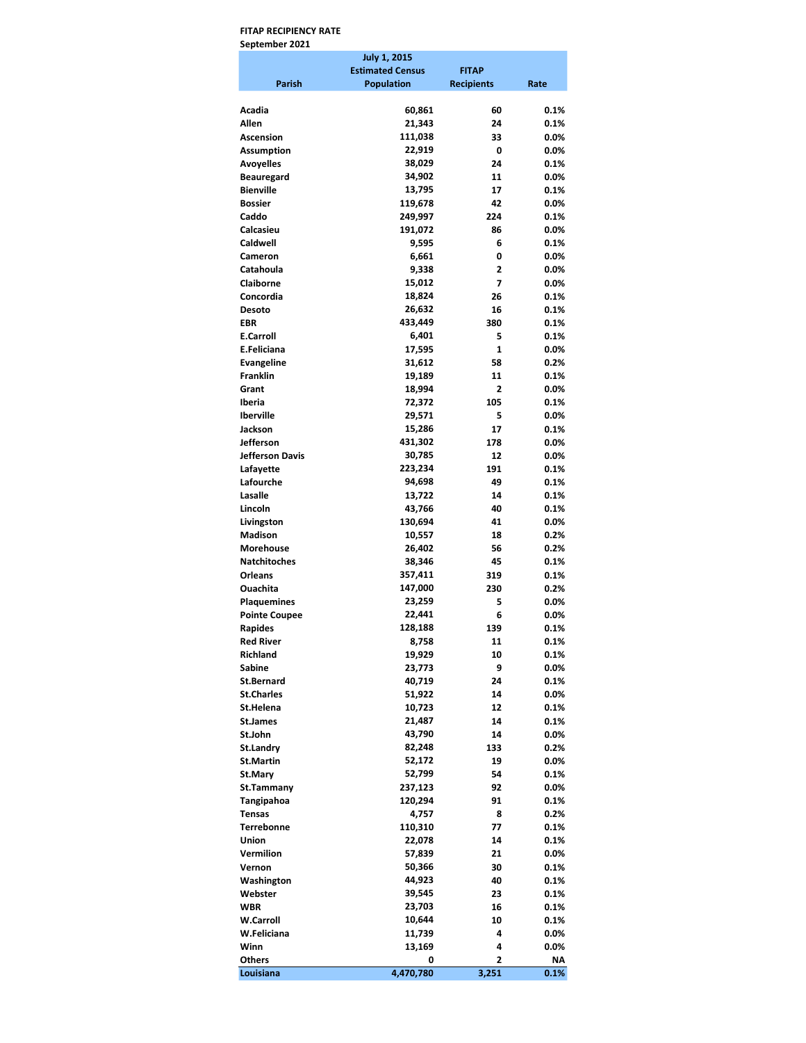**FITAP RECIPIENCY RATE**
**September 2021**

| Parish | July 1, 2015 Estimated Census Population | FITAP Recipients | Rate |
|---|---|---|---|
| Acadia | 60,861 | 60 | 0.1% |
| Allen | 21,343 | 24 | 0.1% |
| Ascension | 111,038 | 33 | 0.0% |
| Assumption | 22,919 | 0 | 0.0% |
| Avoyelles | 38,029 | 24 | 0.1% |
| Beauregard | 34,902 | 11 | 0.0% |
| Bienville | 13,795 | 17 | 0.1% |
| Bossier | 119,678 | 42 | 0.0% |
| Caddo | 249,997 | 224 | 0.1% |
| Calcasieu | 191,072 | 86 | 0.0% |
| Caldwell | 9,595 | 6 | 0.1% |
| Cameron | 6,661 | 0 | 0.0% |
| Catahoula | 9,338 | 2 | 0.0% |
| Claiborne | 15,012 | 7 | 0.0% |
| Concordia | 18,824 | 26 | 0.1% |
| Desoto | 26,632 | 16 | 0.1% |
| EBR | 433,449 | 380 | 0.1% |
| E.Carroll | 6,401 | 5 | 0.1% |
| E.Feliciana | 17,595 | 1 | 0.0% |
| Evangeline | 31,612 | 58 | 0.2% |
| Franklin | 19,189 | 11 | 0.1% |
| Grant | 18,994 | 2 | 0.0% |
| Iberia | 72,372 | 105 | 0.1% |
| Iberville | 29,571 | 5 | 0.0% |
| Jackson | 15,286 | 17 | 0.1% |
| Jefferson | 431,302 | 178 | 0.0% |
| Jefferson Davis | 30,785 | 12 | 0.0% |
| Lafayette | 223,234 | 191 | 0.1% |
| Lafourche | 94,698 | 49 | 0.1% |
| Lasalle | 13,722 | 14 | 0.1% |
| Lincoln | 43,766 | 40 | 0.1% |
| Livingston | 130,694 | 41 | 0.0% |
| Madison | 10,557 | 18 | 0.2% |
| Morehouse | 26,402 | 56 | 0.2% |
| Natchitoches | 38,346 | 45 | 0.1% |
| Orleans | 357,411 | 319 | 0.1% |
| Ouachita | 147,000 | 230 | 0.2% |
| Plaquemines | 23,259 | 5 | 0.0% |
| Pointe Coupee | 22,441 | 6 | 0.0% |
| Rapides | 128,188 | 139 | 0.1% |
| Red River | 8,758 | 11 | 0.1% |
| Richland | 19,929 | 10 | 0.1% |
| Sabine | 23,773 | 9 | 0.0% |
| St.Bernard | 40,719 | 24 | 0.1% |
| St.Charles | 51,922 | 14 | 0.0% |
| St.Helena | 10,723 | 12 | 0.1% |
| St.James | 21,487 | 14 | 0.1% |
| St.John | 43,790 | 14 | 0.0% |
| St.Landry | 82,248 | 133 | 0.2% |
| St.Martin | 52,172 | 19 | 0.0% |
| St.Mary | 52,799 | 54 | 0.1% |
| St.Tammany | 237,123 | 92 | 0.0% |
| Tangipahoa | 120,294 | 91 | 0.1% |
| Tensas | 4,757 | 8 | 0.2% |
| Terrebonne | 110,310 | 77 | 0.1% |
| Union | 22,078 | 14 | 0.1% |
| Vermilion | 57,839 | 21 | 0.0% |
| Vernon | 50,366 | 30 | 0.1% |
| Washington | 44,923 | 40 | 0.1% |
| Webster | 39,545 | 23 | 0.1% |
| WBR | 23,703 | 16 | 0.1% |
| W.Carroll | 10,644 | 10 | 0.1% |
| W.Feliciana | 11,739 | 4 | 0.0% |
| Winn | 13,169 | 4 | 0.0% |
| Others | 0 | 2 | NA |
| **Louisiana** | **4,470,780** | **3,251** | **0.1%** |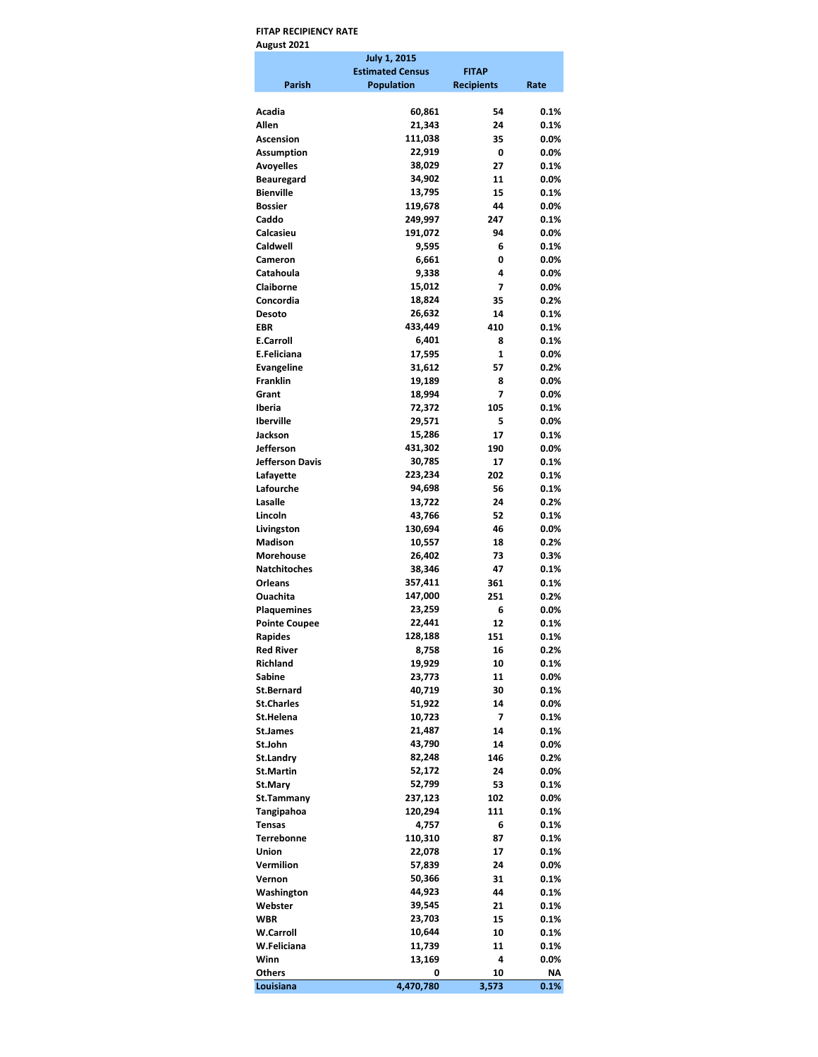**FITAP RECIPIENCY RATE**

**August 2021**

| Parish | July 1, 2015 Estimated Census Population | FITAP Recipients | Rate |
|---|---|---|---|
| Acadia | 60,861 | 54 | 0.1% |
| Allen | 21,343 | 24 | 0.1% |
| Ascension | 111,038 | 35 | 0.0% |
| Assumption | 22,919 | 0 | 0.0% |
| Avoyelles | 38,029 | 27 | 0.1% |
| Beauregard | 34,902 | 11 | 0.0% |
| Bienville | 13,795 | 15 | 0.1% |
| Bossier | 119,678 | 44 | 0.0% |
| Caddo | 249,997 | 247 | 0.1% |
| Calcasieu | 191,072 | 94 | 0.0% |
| Caldwell | 9,595 | 6 | 0.1% |
| Cameron | 6,661 | 0 | 0.0% |
| Catahoula | 9,338 | 4 | 0.0% |
| Claiborne | 15,012 | 7 | 0.0% |
| Concordia | 18,824 | 35 | 0.2% |
| Desoto | 26,632 | 14 | 0.1% |
| EBR | 433,449 | 410 | 0.1% |
| E.Carroll | 6,401 | 8 | 0.1% |
| E.Feliciana | 17,595 | 1 | 0.0% |
| Evangeline | 31,612 | 57 | 0.2% |
| Franklin | 19,189 | 8 | 0.0% |
| Grant | 18,994 | 7 | 0.0% |
| Iberia | 72,372 | 105 | 0.1% |
| Iberville | 29,571 | 5 | 0.0% |
| Jackson | 15,286 | 17 | 0.1% |
| Jefferson | 431,302 | 190 | 0.0% |
| Jefferson Davis | 30,785 | 17 | 0.1% |
| Lafayette | 223,234 | 202 | 0.1% |
| Lafourche | 94,698 | 56 | 0.1% |
| Lasalle | 13,722 | 24 | 0.2% |
| Lincoln | 43,766 | 52 | 0.1% |
| Livingston | 130,694 | 46 | 0.0% |
| Madison | 10,557 | 18 | 0.2% |
| Morehouse | 26,402 | 73 | 0.3% |
| Natchitoches | 38,346 | 47 | 0.1% |
| Orleans | 357,411 | 361 | 0.1% |
| Ouachita | 147,000 | 251 | 0.2% |
| Plaquemines | 23,259 | 6 | 0.0% |
| Pointe Coupee | 22,441 | 12 | 0.1% |
| Rapides | 128,188 | 151 | 0.1% |
| Red River | 8,758 | 16 | 0.2% |
| Richland | 19,929 | 10 | 0.1% |
| Sabine | 23,773 | 11 | 0.0% |
| St.Bernard | 40,719 | 30 | 0.1% |
| St.Charles | 51,922 | 14 | 0.0% |
| St.Helena | 10,723 | 7 | 0.1% |
| St.James | 21,487 | 14 | 0.1% |
| St.John | 43,790 | 14 | 0.0% |
| St.Landry | 82,248 | 146 | 0.2% |
| St.Martin | 52,172 | 24 | 0.0% |
| St.Mary | 52,799 | 53 | 0.1% |
| St.Tammany | 237,123 | 102 | 0.0% |
| Tangipahoa | 120,294 | 111 | 0.1% |
| Tensas | 4,757 | 6 | 0.1% |
| Terrebonne | 110,310 | 87 | 0.1% |
| Union | 22,078 | 17 | 0.1% |
| Vermilion | 57,839 | 24 | 0.0% |
| Vernon | 50,366 | 31 | 0.1% |
| Washington | 44,923 | 44 | 0.1% |
| Webster | 39,545 | 21 | 0.1% |
| WBR | 23,703 | 15 | 0.1% |
| W.Carroll | 10,644 | 10 | 0.1% |
| W.Feliciana | 11,739 | 11 | 0.1% |
| Winn | 13,169 | 4 | 0.0% |
| Others | 0 | 10 | NA |
| **Louisiana** | **4,470,780** | **3,573** | **0.1%** |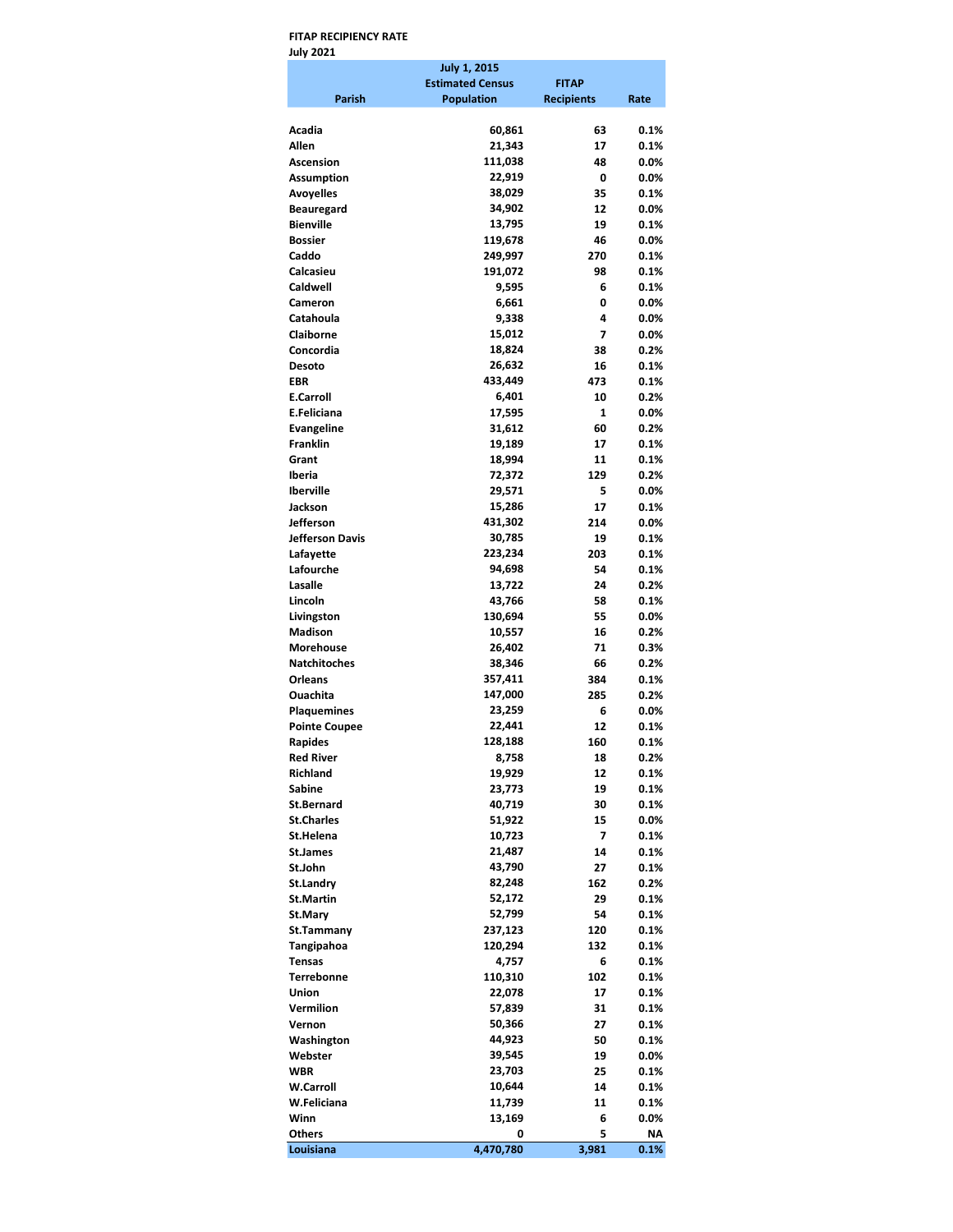**FITAP RECIPIENCY RATE**
**July 2021**

| Parish | July 1, 2015 Estimated Census Population | FITAP Recipients | Rate |
|---|---|---|---|
| Acadia | 60,861 | 63 | 0.1% |
| Allen | 21,343 | 17 | 0.1% |
| Ascension | 111,038 | 48 | 0.0% |
| Assumption | 22,919 | 0 | 0.0% |
| Avoyelles | 38,029 | 35 | 0.1% |
| Beauregard | 34,902 | 12 | 0.0% |
| Bienville | 13,795 | 19 | 0.1% |
| Bossier | 119,678 | 46 | 0.0% |
| Caddo | 249,997 | 270 | 0.1% |
| Calcasieu | 191,072 | 98 | 0.1% |
| Caldwell | 9,595 | 6 | 0.1% |
| Cameron | 6,661 | 0 | 0.0% |
| Catahoula | 9,338 | 4 | 0.0% |
| Claiborne | 15,012 | 7 | 0.0% |
| Concordia | 18,824 | 38 | 0.2% |
| Desoto | 26,632 | 16 | 0.1% |
| EBR | 433,449 | 473 | 0.1% |
| E.Carroll | 6,401 | 10 | 0.2% |
| E.Feliciana | 17,595 | 1 | 0.0% |
| Evangeline | 31,612 | 60 | 0.2% |
| Franklin | 19,189 | 17 | 0.1% |
| Grant | 18,994 | 11 | 0.1% |
| Iberia | 72,372 | 129 | 0.2% |
| Iberville | 29,571 | 5 | 0.0% |
| Jackson | 15,286 | 17 | 0.1% |
| Jefferson | 431,302 | 214 | 0.0% |
| Jefferson Davis | 30,785 | 19 | 0.1% |
| Lafayette | 223,234 | 203 | 0.1% |
| Lafourche | 94,698 | 54 | 0.1% |
| Lasalle | 13,722 | 24 | 0.2% |
| Lincoln | 43,766 | 58 | 0.1% |
| Livingston | 130,694 | 55 | 0.0% |
| Madison | 10,557 | 16 | 0.2% |
| Morehouse | 26,402 | 71 | 0.3% |
| Natchitoches | 38,346 | 66 | 0.2% |
| Orleans | 357,411 | 384 | 0.1% |
| Ouachita | 147,000 | 285 | 0.2% |
| Plaquemines | 23,259 | 6 | 0.0% |
| Pointe Coupee | 22,441 | 12 | 0.1% |
| Rapides | 128,188 | 160 | 0.1% |
| Red River | 8,758 | 18 | 0.2% |
| Richland | 19,929 | 12 | 0.1% |
| Sabine | 23,773 | 19 | 0.1% |
| St.Bernard | 40,719 | 30 | 0.1% |
| St.Charles | 51,922 | 15 | 0.0% |
| St.Helena | 10,723 | 7 | 0.1% |
| St.James | 21,487 | 14 | 0.1% |
| St.John | 43,790 | 27 | 0.1% |
| St.Landry | 82,248 | 162 | 0.2% |
| St.Martin | 52,172 | 29 | 0.1% |
| St.Mary | 52,799 | 54 | 0.1% |
| St.Tammany | 237,123 | 120 | 0.1% |
| Tangipahoa | 120,294 | 132 | 0.1% |
| Tensas | 4,757 | 6 | 0.1% |
| Terrebonne | 110,310 | 102 | 0.1% |
| Union | 22,078 | 17 | 0.1% |
| Vermilion | 57,839 | 31 | 0.1% |
| Vernon | 50,366 | 27 | 0.1% |
| Washington | 44,923 | 50 | 0.1% |
| Webster | 39,545 | 19 | 0.0% |
| WBR | 23,703 | 25 | 0.1% |
| W.Carroll | 10,644 | 14 | 0.1% |
| W.Feliciana | 11,739 | 11 | 0.1% |
| Winn | 13,169 | 6 | 0.0% |
| Others | 0 | 5 | NA |
| **Louisiana** | **4,470,780** | **3,981** | **0.1%** |